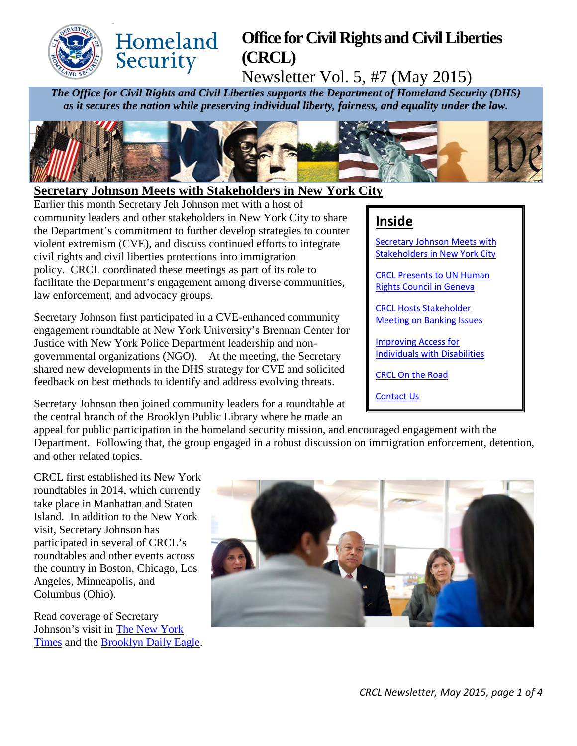# Office for Civil Rights and Civil Liberties (CRCL)

Newsletter Vol. 5, #7 (May 2015)

***The Office for Civil Rights and Civil Liberties supports the Department of Homeland Security (DHS) as it secures the nation while preserving individual liberty, fairness, and equality under the law.***

## Secretary Johnson Meets with Stakeholders in New York City

Earlier this month Secretary Jeh Johnson met with a host of community leaders and other stakeholders in New York City to share the Department's commitment to further develop strategies to counter violent extremism (CVE), and discuss continued efforts to integrate civil rights and civil liberties protections into immigration policy. CRCL coordinated these meetings as part of its role to facilitate the Department's engagement among diverse communities, law enforcement, and advocacy groups.

Secretary Johnson first participated in a CVE-enhanced community engagement roundtable at New York University's Brennan Center for Justice with New York Police Department leadership and non-governmental organizations (NGO). At the meeting, the Secretary shared new developments in the DHS strategy for CVE and solicited feedback on best methods to identify and address evolving threats.

Secretary Johnson then joined community leaders for a roundtable at the central branch of the Brooklyn Public Library where he made an appeal for public participation in the homeland security mission, and encouraged engagement with the Department. Following that, the group engaged in a robust discussion on immigration enforcement, detention, and other related topics.

CRCL first established its New York roundtables in 2014, which currently take place in Manhattan and Staten Island. In addition to the New York visit, Secretary Johnson has participated in several of CRCL's roundtables and other events across the country in Boston, Chicago, Los Angeles, Minneapolis, and Columbus (Ohio).

Read coverage of Secretary Johnson's visit in The New York Times and the Brooklyn Daily Eagle.

**Inside**

- Secretary Johnson Meets with Stakeholders in New York City
- CRCL Presents to UN Human Rights Council in Geneva
- CRCL Hosts Stakeholder Meeting on Banking Issues
- Improving Access for Individuals with Disabilities
- CRCL On the Road
- Contact Us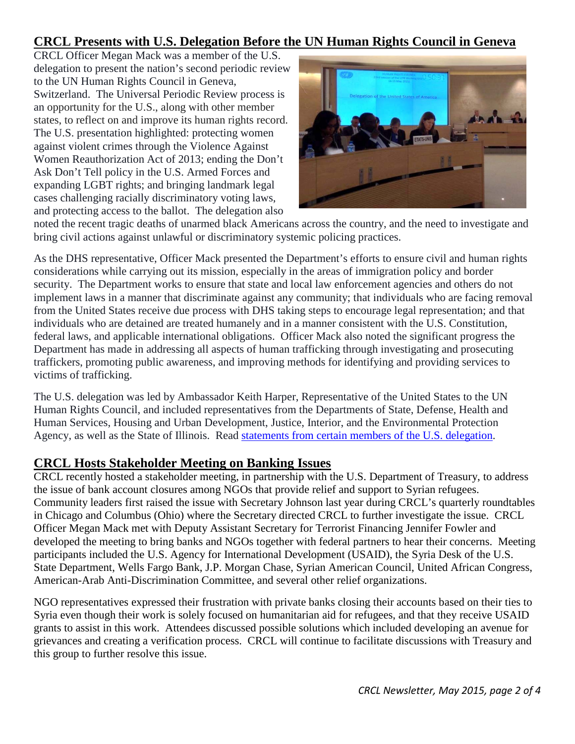## CRCL Presents with U.S. Delegation Before the UN Human Rights Council in Geneva

CRCL Officer Megan Mack was a member of the U.S. delegation to present the nation's second periodic review to the UN Human Rights Council in Geneva, Switzerland. The Universal Periodic Review process is an opportunity for the U.S., along with other member states, to reflect on and improve its human rights record. The U.S. presentation highlighted: protecting women against violent crimes through the Violence Against Women Reauthorization Act of 2013; ending the Don't Ask Don't Tell policy in the U.S. Armed Forces and expanding LGBT rights; and bringing landmark legal cases challenging racially discriminatory voting laws, and protecting access to the ballot. The delegation also noted the recent tragic deaths of unarmed black Americans across the country, and the need to investigate and bring civil actions against unlawful or discriminatory systemic policing practices.

As the DHS representative, Officer Mack presented the Department's efforts to ensure civil and human rights considerations while carrying out its mission, especially in the areas of immigration policy and border security. The Department works to ensure that state and local law enforcement agencies and others do not implement laws in a manner that discriminate against any community; that individuals who are facing removal from the United States receive due process with DHS taking steps to encourage legal representation; and that individuals who are detained are treated humanely and in a manner consistent with the U.S. Constitution, federal laws, and applicable international obligations. Officer Mack also noted the significant progress the Department has made in addressing all aspects of human trafficking through investigating and prosecuting traffickers, promoting public awareness, and improving methods for identifying and providing services to victims of trafficking.

The U.S. delegation was led by Ambassador Keith Harper, Representative of the United States to the UN Human Rights Council, and included representatives from the Departments of State, Defense, Health and Human Services, Housing and Urban Development, Justice, Interior, and the Environmental Protection Agency, as well as the State of Illinois. Read statements from certain members of the U.S. delegation.

## CRCL Hosts Stakeholder Meeting on Banking Issues

CRCL recently hosted a stakeholder meeting, in partnership with the U.S. Department of Treasury, to address the issue of bank account closures among NGOs that provide relief and support to Syrian refugees. Community leaders first raised the issue with Secretary Johnson last year during CRCL's quarterly roundtables in Chicago and Columbus (Ohio) where the Secretary directed CRCL to further investigate the issue. CRCL Officer Megan Mack met with Deputy Assistant Secretary for Terrorist Financing Jennifer Fowler and developed the meeting to bring banks and NGOs together with federal partners to hear their concerns. Meeting participants included the U.S. Agency for International Development (USAID), the Syria Desk of the U.S. State Department, Wells Fargo Bank, J.P. Morgan Chase, Syrian American Council, United African Congress, American-Arab Anti-Discrimination Committee, and several other relief organizations.

NGO representatives expressed their frustration with private banks closing their accounts based on their ties to Syria even though their work is solely focused on humanitarian aid for refugees, and that they receive USAID grants to assist in this work. Attendees discussed possible solutions which included developing an avenue for grievances and creating a verification process. CRCL will continue to facilitate discussions with Treasury and this group to further resolve this issue.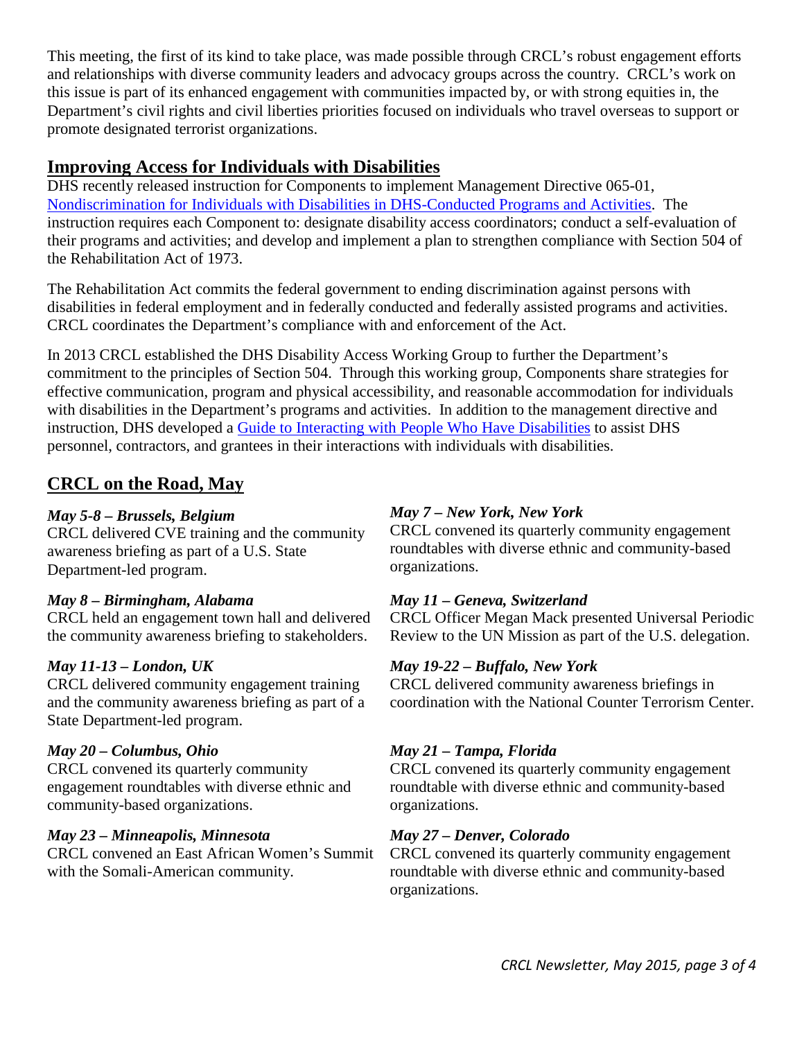This meeting, the first of its kind to take place, was made possible through CRCL's robust engagement efforts and relationships with diverse community leaders and advocacy groups across the country. CRCL's work on this issue is part of its enhanced engagement with communities impacted by, or with strong equities in, the Department's civil rights and civil liberties priorities focused on individuals who travel overseas to support or promote designated terrorist organizations.

## Improving Access for Individuals with Disabilities

DHS recently released instruction for Components to implement Management Directive 065-01, [Nondiscrimination for Individuals with Disabilities in DHS-Conducted Programs and Activities](). The instruction requires each Component to: designate disability access coordinators; conduct a self-evaluation of their programs and activities; and develop and implement a plan to strengthen compliance with Section 504 of the Rehabilitation Act of 1973.

The Rehabilitation Act commits the federal government to ending discrimination against persons with disabilities in federal employment and in federally conducted and federally assisted programs and activities. CRCL coordinates the Department's compliance with and enforcement of the Act.

In 2013 CRCL established the DHS Disability Access Working Group to further the Department's commitment to the principles of Section 504. Through this working group, Components share strategies for effective communication, program and physical accessibility, and reasonable accommodation for individuals with disabilities in the Department's programs and activities. In addition to the management directive and instruction, DHS developed a [Guide to Interacting with People Who Have Disabilities]() to assist DHS personnel, contractors, and grantees in their interactions with individuals with disabilities.

## CRCL on the Road, May

***May 5-8 – Brussels, Belgium***
CRCL delivered CVE training and the community awareness briefing as part of a U.S. State Department-led program.

***May 8 – Birmingham, Alabama***
CRCL held an engagement town hall and delivered the community awareness briefing to stakeholders.

***May 11-13 – London, UK***
CRCL delivered community engagement training and the community awareness briefing as part of a State Department-led program.

***May 20 – Columbus, Ohio***
CRCL convened its quarterly community engagement roundtables with diverse ethnic and community-based organizations.

***May 23 – Minneapolis, Minnesota***
CRCL convened an East African Women's Summit with the Somali-American community.

***May 7 – New York, New York***
CRCL convened its quarterly community engagement roundtables with diverse ethnic and community-based organizations.

***May 11 – Geneva, Switzerland***
CRCL Officer Megan Mack presented Universal Periodic Review to the UN Mission as part of the U.S. delegation.

***May 19-22 – Buffalo, New York***
CRCL delivered community awareness briefings in coordination with the National Counter Terrorism Center.

***May 21 – Tampa, Florida***
CRCL convened its quarterly community engagement roundtable with diverse ethnic and community-based organizations.

***May 27 – Denver, Colorado***
CRCL convened its quarterly community engagement roundtable with diverse ethnic and community-based organizations.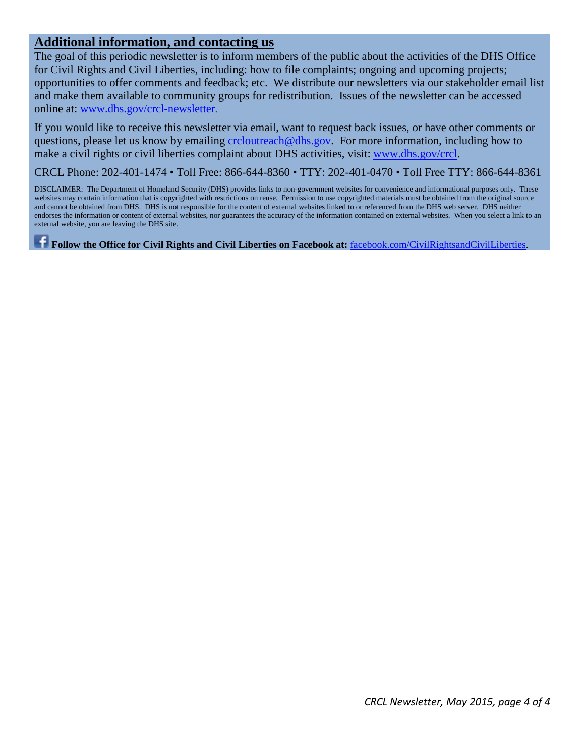## Additional information, and contacting us

The goal of this periodic newsletter is to inform members of the public about the activities of the DHS Office for Civil Rights and Civil Liberties, including: how to file complaints; ongoing and upcoming projects; opportunities to offer comments and feedback; etc. We distribute our newsletters via our stakeholder email list and make them available to community groups for redistribution. Issues of the newsletter can be accessed online at: www.dhs.gov/crcl-newsletter.

If you would like to receive this newsletter via email, want to request back issues, or have other comments or questions, please let us know by emailing crcloutreach@dhs.gov. For more information, including how to make a civil rights or civil liberties complaint about DHS activities, visit: www.dhs.gov/crcl.

CRCL Phone: 202-401-1474 • Toll Free: 866-644-8360 • TTY: 202-401-0470 • Toll Free TTY: 866-644-8361

DISCLAIMER: The Department of Homeland Security (DHS) provides links to non-government websites for convenience and informational purposes only. These websites may contain information that is copyrighted with restrictions on reuse. Permission to use copyrighted materials must be obtained from the original source and cannot be obtained from DHS. DHS is not responsible for the content of external websites linked to or referenced from the DHS web server. DHS neither endorses the information or content of external websites, nor guarantees the accuracy of the information contained on external websites. When you select a link to an external website, you are leaving the DHS site.

**Follow the Office for Civil Rights and Civil Liberties on Facebook at:** facebook.com/CivilRightsandCivilLiberties.